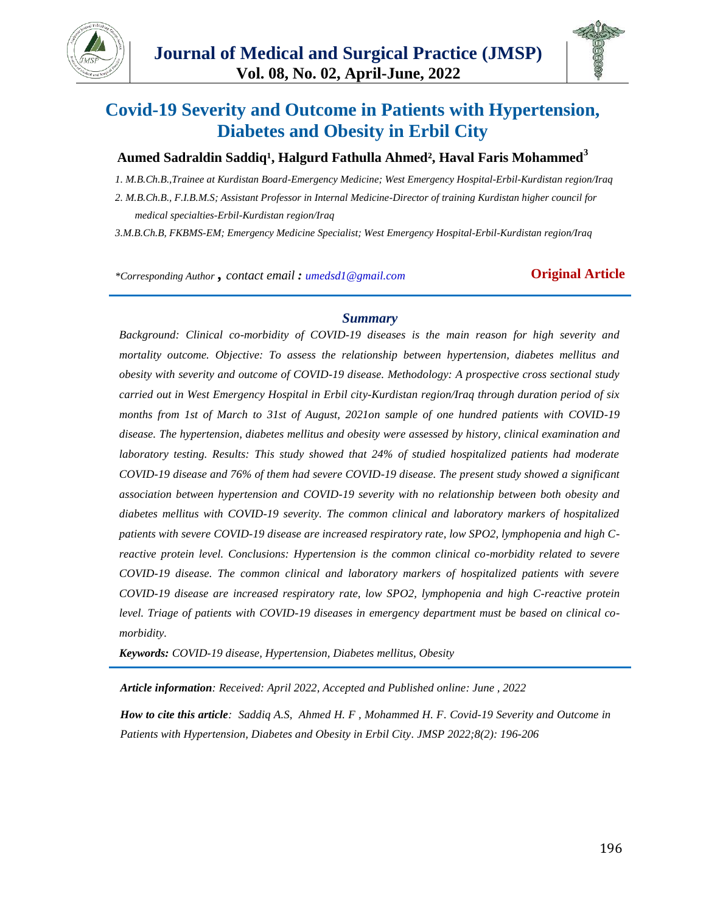# Covid-19 Severity and Outcome in Patients with Hypertension, Diabetes and Obesity in Erbil City

**Aumed Sadraldin Saddiq[1], Halgurd Fathulla Ahmed[2], Haval Faris Mohammed[3]**

*1. M.B.Ch.B.,Trainee at Kurdistan Board-Emergency Medicine; West Emergency Hospital-Erbil-Kurdistan region/Iraq*

*2. M.B.Ch.B., F.I.B.M.S; Assistant Professor in Internal Medicine-Director of training Kurdistan higher council for medical specialties-Erbil-Kurdistan region/Iraq*

*3.M.B.Ch.B, FKBMS-EM; Emergency Medicine Specialist; West Emergency Hospital-Erbil-Kurdistan region/Iraq*

*\*Corresponding Author , contact email : umedsd1@gmail.com*

**Original Article**

## *Summary*

*Background: Clinical co-morbidity of COVID-19 diseases is the main reason for high severity and mortality outcome. Objective: To assess the relationship between hypertension, diabetes mellitus and obesity with severity and outcome of COVID-19 disease. Methodology: A prospective cross sectional study carried out in West Emergency Hospital in Erbil city-Kurdistan region/Iraq through duration period of six months from 1st of March to 31st of August, 2021on sample of one hundred patients with COVID-19 disease. The hypertension, diabetes mellitus and obesity were assessed by history, clinical examination and laboratory testing. Results: This study showed that 24% of studied hospitalized patients had moderate COVID-19 disease and 76% of them had severe COVID-19 disease. The present study showed a significant association between hypertension and COVID-19 severity with no relationship between both obesity and diabetes mellitus with COVID-19 severity. The common clinical and laboratory markers of hospitalized patients with severe COVID-19 disease are increased respiratory rate, low SPO2, lymphopenia and high C-reactive protein level. Conclusions: Hypertension is the common clinical co-morbidity related to severe COVID-19 disease. The common clinical and laboratory markers of hospitalized patients with severe COVID-19 disease are increased respiratory rate, low SPO2, lymphopenia and high C-reactive protein level. Triage of patients with COVID-19 diseases in emergency department must be based on clinical co-morbidity.*

***Keywords:** COVID-19 disease, Hypertension, Diabetes mellitus, Obesity*

***Article information**: Received: April 2022, Accepted and Published online: June , 2022*

***How to cite this article**: Saddiq A.S, Ahmed H. F , Mohammed H. F. Covid-19 Severity and Outcome in Patients with Hypertension, Diabetes and Obesity in Erbil City. JMSP 2022;8(2): 196-206*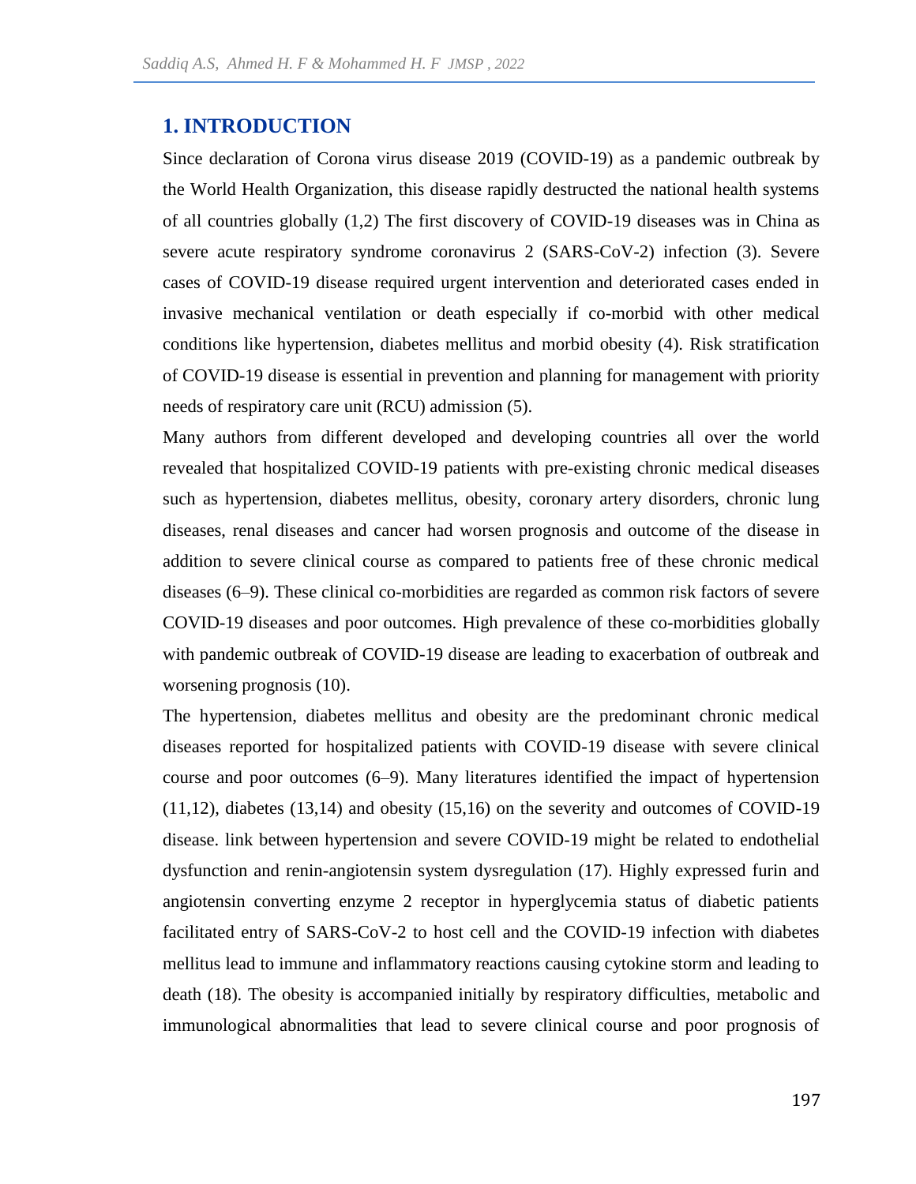## 1. INTRODUCTION

Since declaration of Corona virus disease 2019 (COVID-19) as a pandemic outbreak by the World Health Organization, this disease rapidly destructed the national health systems of all countries globally (1,2) The first discovery of COVID-19 diseases was in China as severe acute respiratory syndrome coronavirus 2 (SARS-CoV-2) infection (3). Severe cases of COVID-19 disease required urgent intervention and deteriorated cases ended in invasive mechanical ventilation or death especially if co-morbid with other medical conditions like hypertension, diabetes mellitus and morbid obesity (4). Risk stratification of COVID-19 disease is essential in prevention and planning for management with priority needs of respiratory care unit (RCU) admission (5).

Many authors from different developed and developing countries all over the world revealed that hospitalized COVID-19 patients with pre-existing chronic medical diseases such as hypertension, diabetes mellitus, obesity, coronary artery disorders, chronic lung diseases, renal diseases and cancer had worsen prognosis and outcome of the disease in addition to severe clinical course as compared to patients free of these chronic medical diseases (6–9). These clinical co-morbidities are regarded as common risk factors of severe COVID-19 diseases and poor outcomes. High prevalence of these co-morbidities globally with pandemic outbreak of COVID-19 disease are leading to exacerbation of outbreak and worsening prognosis (10).

The hypertension, diabetes mellitus and obesity are the predominant chronic medical diseases reported for hospitalized patients with COVID-19 disease with severe clinical course and poor outcomes (6–9). Many literatures identified the impact of hypertension (11,12), diabetes (13,14) and obesity (15,16) on the severity and outcomes of COVID-19 disease. link between hypertension and severe COVID-19 might be related to endothelial dysfunction and renin-angiotensin system dysregulation (17). Highly expressed furin and angiotensin converting enzyme 2 receptor in hyperglycemia status of diabetic patients facilitated entry of SARS-CoV-2 to host cell and the COVID-19 infection with diabetes mellitus lead to immune and inflammatory reactions causing cytokine storm and leading to death (18). The obesity is accompanied initially by respiratory difficulties, metabolic and immunological abnormalities that lead to severe clinical course and poor prognosis of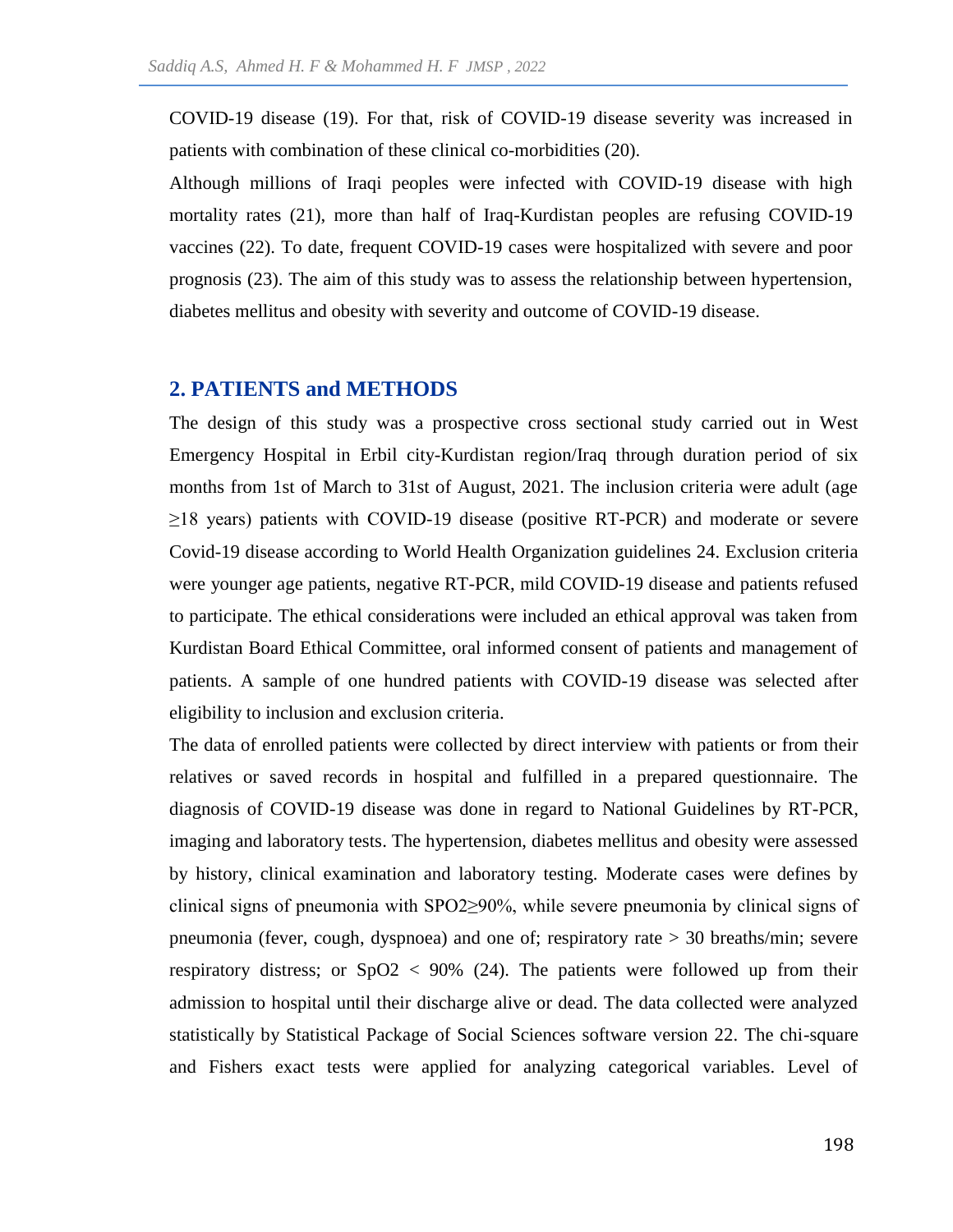COVID-19 disease (19). For that, risk of COVID-19 disease severity was increased in patients with combination of these clinical co-morbidities (20).

Although millions of Iraqi peoples were infected with COVID-19 disease with high mortality rates (21), more than half of Iraq-Kurdistan peoples are refusing COVID-19 vaccines (22). To date, frequent COVID-19 cases were hospitalized with severe and poor prognosis (23). The aim of this study was to assess the relationship between hypertension, diabetes mellitus and obesity with severity and outcome of COVID-19 disease.

## 2. PATIENTS and METHODS

The design of this study was a prospective cross sectional study carried out in West Emergency Hospital in Erbil city-Kurdistan region/Iraq through duration period of six months from 1st of March to 31st of August, 2021. The inclusion criteria were adult (age ≥18 years) patients with COVID-19 disease (positive RT-PCR) and moderate or severe Covid-19 disease according to World Health Organization guidelines 24. Exclusion criteria were younger age patients, negative RT-PCR, mild COVID-19 disease and patients refused to participate. The ethical considerations were included an ethical approval was taken from Kurdistan Board Ethical Committee, oral informed consent of patients and management of patients. A sample of one hundred patients with COVID-19 disease was selected after eligibility to inclusion and exclusion criteria.

The data of enrolled patients were collected by direct interview with patients or from their relatives or saved records in hospital and fulfilled in a prepared questionnaire. The diagnosis of COVID-19 disease was done in regard to National Guidelines by RT-PCR, imaging and laboratory tests. The hypertension, diabetes mellitus and obesity were assessed by history, clinical examination and laboratory testing. Moderate cases were defines by clinical signs of pneumonia with SPO2≥90%, while severe pneumonia by clinical signs of pneumonia (fever, cough, dyspnoea) and one of; respiratory rate > 30 breaths/min; severe respiratory distress; or SpO2 < 90% (24). The patients were followed up from their admission to hospital until their discharge alive or dead. The data collected were analyzed statistically by Statistical Package of Social Sciences software version 22. The chi-square and Fishers exact tests were applied for analyzing categorical variables. Level of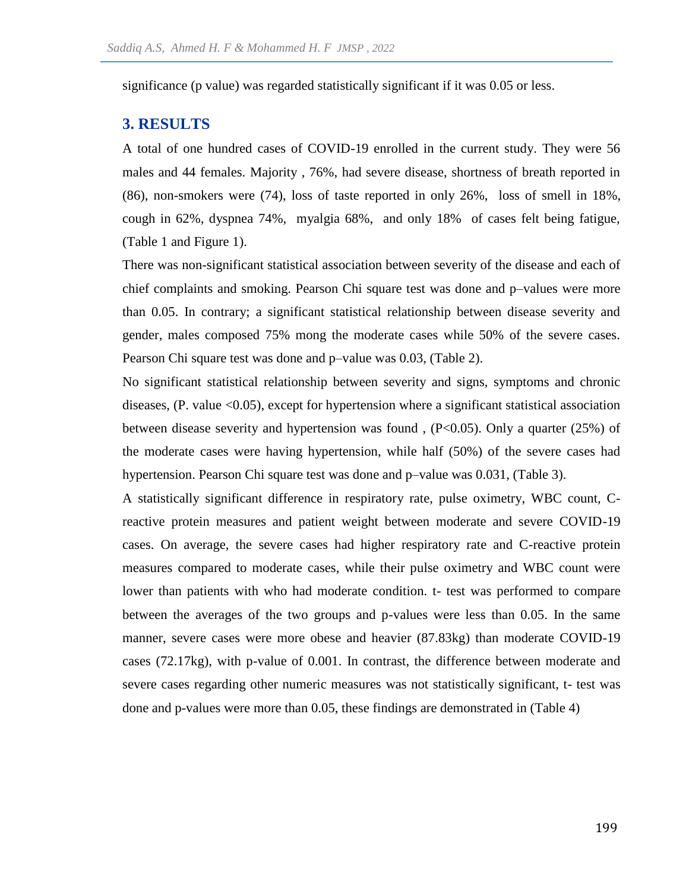significance (p value) was regarded statistically significant if it was 0.05 or less.

## 3. RESULTS

A total of one hundred cases of COVID-19 enrolled in the current study. They were 56 males and 44 females. Majority , 76%, had severe disease, shortness of breath reported in (86), non-smokers were (74), loss of taste reported in only 26%, loss of smell in 18%, cough in 62%, dyspnea 74%, myalgia 68%, and only 18% of cases felt being fatigue, (Table 1 and Figure 1).

There was non-significant statistical association between severity of the disease and each of chief complaints and smoking. Pearson Chi square test was done and p–values were more than 0.05. In contrary; a significant statistical relationship between disease severity and gender, males composed 75% mong the moderate cases while 50% of the severe cases. Pearson Chi square test was done and p–value was 0.03, (Table 2).

No significant statistical relationship between severity and signs, symptoms and chronic diseases, (P. value <0.05), except for hypertension where a significant statistical association between disease severity and hypertension was found , (P<0.05). Only a quarter (25%) of the moderate cases were having hypertension, while half (50%) of the severe cases had hypertension. Pearson Chi square test was done and p–value was 0.031, (Table 3).

A statistically significant difference in respiratory rate, pulse oximetry, WBC count, C-reactive protein measures and patient weight between moderate and severe COVID-19 cases. On average, the severe cases had higher respiratory rate and C-reactive protein measures compared to moderate cases, while their pulse oximetry and WBC count were lower than patients with who had moderate condition. t- test was performed to compare between the averages of the two groups and p-values were less than 0.05. In the same manner, severe cases were more obese and heavier (87.83kg) than moderate COVID-19 cases (72.17kg), with p-value of 0.001. In contrast, the difference between moderate and severe cases regarding other numeric measures was not statistically significant, t- test was done and p-values were more than 0.05, these findings are demonstrated in (Table 4)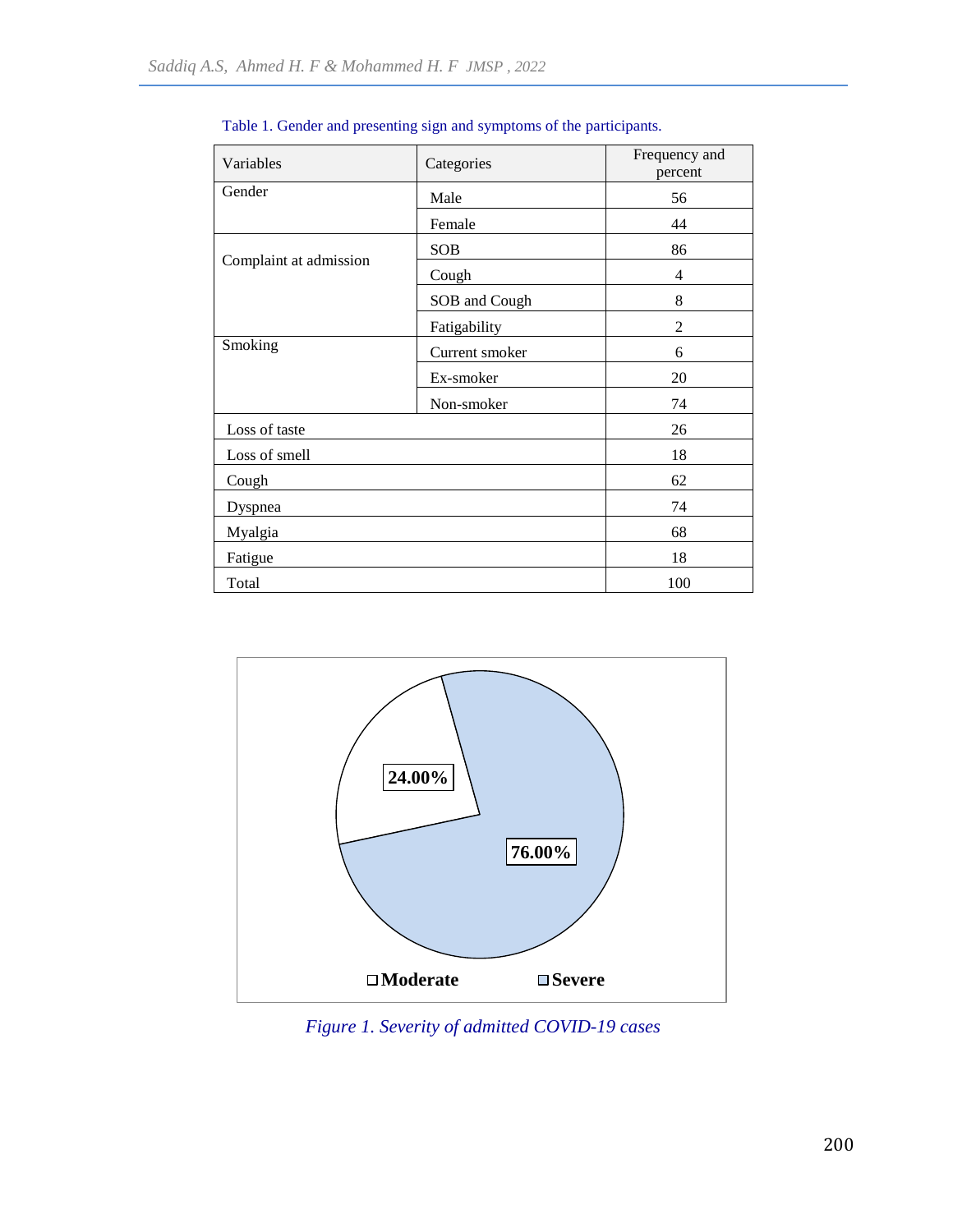Table 1. Gender and presenting sign and symptoms of the participants.

| Variables | Categories | Frequency and percent |
|---|---|---|
| Gender | Male | 56 |
| | Female | 44 |
| Complaint at admission | SOB | 86 |
| | Cough | 4 |
| | SOB and Cough | 8 |
| | Fatigability | 2 |
| Smoking | Current smoker | 6 |
| | Ex-smoker | 20 |
| | Non-smoker | 74 |
| Loss of taste | | 26 |
| Loss of smell | | 18 |
| Cough | | 62 |
| Dyspnea | | 74 |
| Myalgia | | 68 |
| Fatigue | | 18 |
| Total | | 100 |

| Severity | Percent |
|---|---|
| Moderate | 24.00% |
| Severe | 76.00% |

*Figure 1. Severity of admitted COVID-19 cases*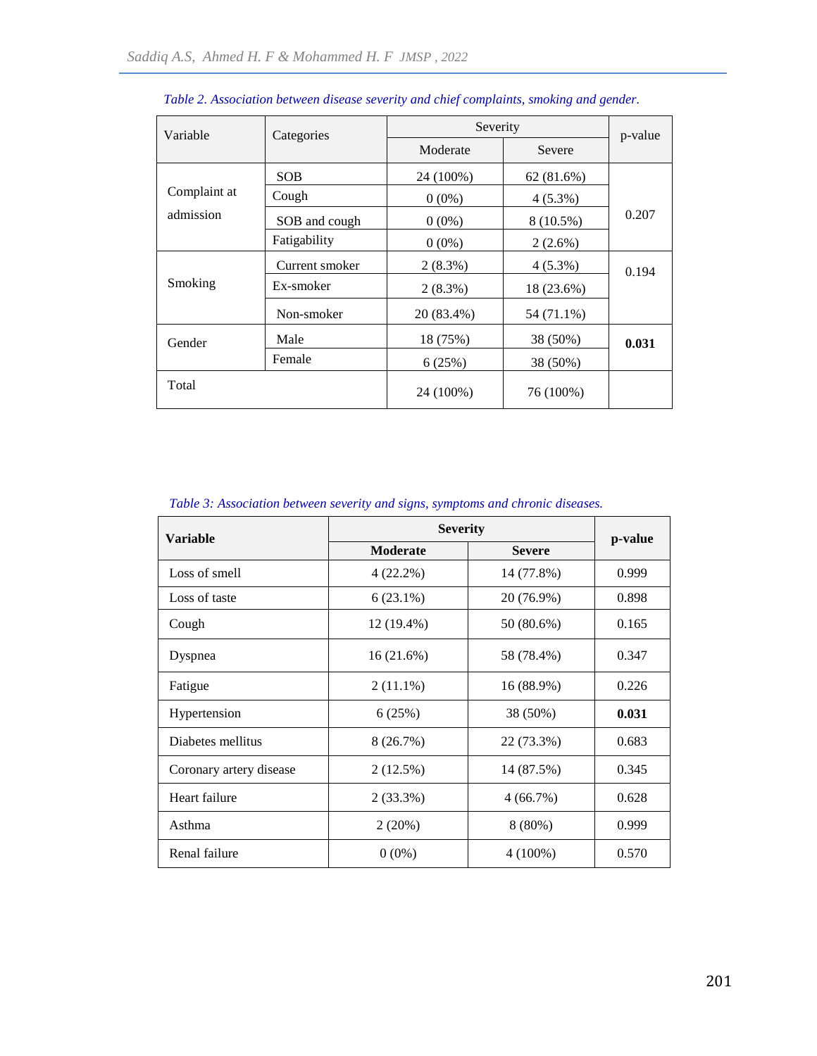*Table 2. Association between disease severity and chief complaints, smoking and gender.*

| Variable | Categories | Severity | | p-value |
|---|---|---|---|---|
| | | Moderate | Severe | |
| Complaint at admission | SOB | 24 (100%) | 62 (81.6%) | 0.207 |
| | Cough | 0 (0%) | 4 (5.3%) | |
| | SOB and cough | 0 (0%) | 8 (10.5%) | |
| | Fatigability | 0 (0%) | 2 (2.6%) | |
| Smoking | Current smoker | 2 (8.3%) | 4 (5.3%) | 0.194 |
| | Ex-smoker | 2 (8.3%) | 18 (23.6%) | |
| | Non-smoker | 20 (83.4%) | 54 (71.1%) | |
| Gender | Male | 18 (75%) | 38 (50%) | **0.031** |
| | Female | 6 (25%) | 38 (50%) | |
| Total | | 24 (100%) | 76 (100%) | |

*Table 3: Association between severity and signs, symptoms and chronic diseases.*

| **Variable** | **Severity** | | **p-value** |
|---|---|---|---|
| | **Moderate** | **Severe** | |
| Loss of smell | 4 (22.2%) | 14 (77.8%) | 0.999 |
| Loss of taste | 6 (23.1%) | 20 (76.9%) | 0.898 |
| Cough | 12 (19.4%) | 50 (80.6%) | 0.165 |
| Dyspnea | 16 (21.6%) | 58 (78.4%) | 0.347 |
| Fatigue | 2 (11.1%) | 16 (88.9%) | 0.226 |
| Hypertension | 6 (25%) | 38 (50%) | **0.031** |
| Diabetes mellitus | 8 (26.7%) | 22 (73.3%) | 0.683 |
| Coronary artery disease | 2 (12.5%) | 14 (87.5%) | 0.345 |
| Heart failure | 2 (33.3%) | 4 (66.7%) | 0.628 |
| Asthma | 2 (20%) | 8 (80%) | 0.999 |
| Renal failure | 0 (0%) | 4 (100%) | 0.570 |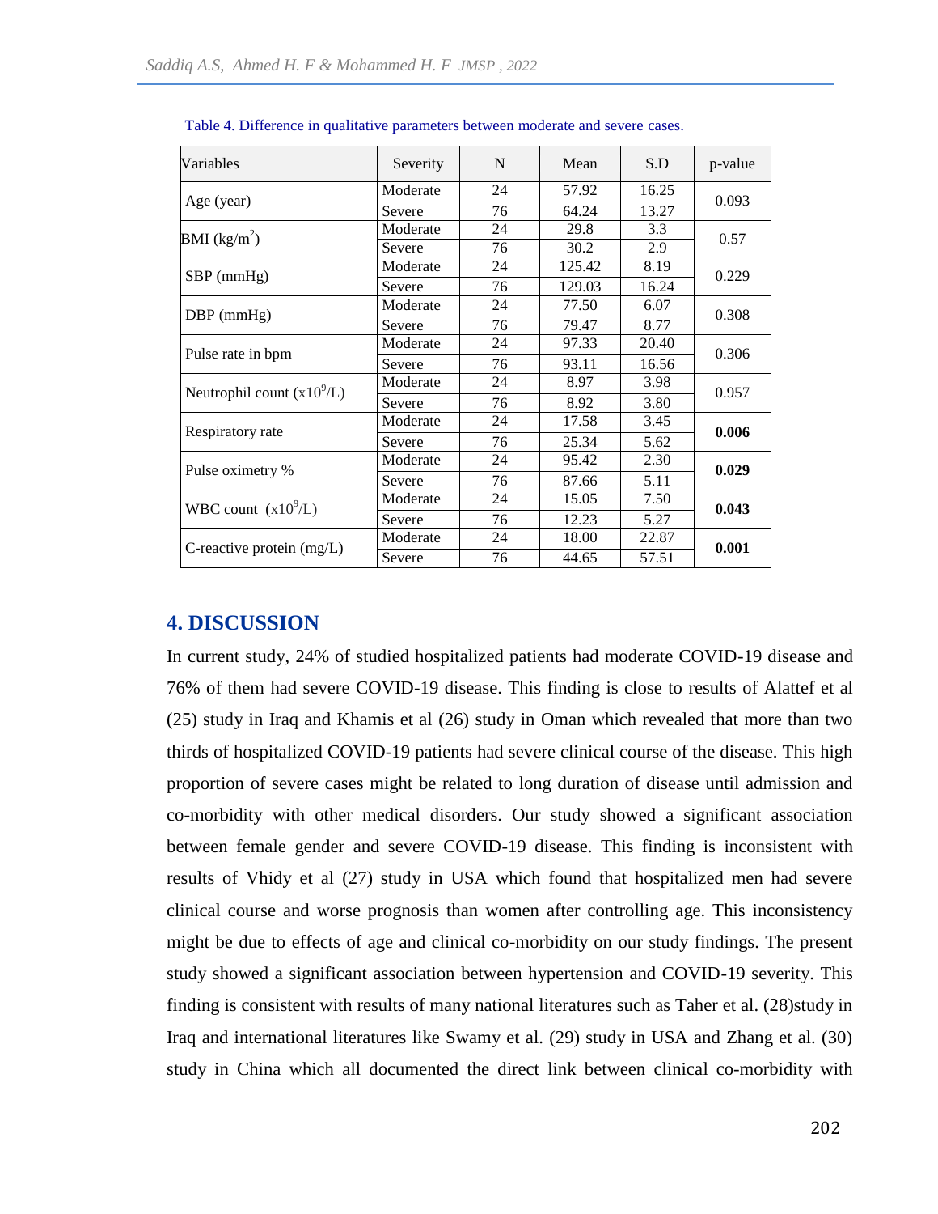Table 4. Difference in qualitative parameters between moderate and severe cases.

| Variables | Severity | N | Mean | S.D | p-value |
|---|---|---|---|---|---|
| Age (year) | Moderate | 24 | 57.92 | 16.25 | 0.093 |
| | Severe | 76 | 64.24 | 13.27 | |
| BMI (kg/m$^2$) | Moderate | 24 | 29.8 | 3.3 | 0.57 |
| | Severe | 76 | 30.2 | 2.9 | |
| SBP (mmHg) | Moderate | 24 | 125.42 | 8.19 | 0.229 |
| | Severe | 76 | 129.03 | 16.24 | |
| DBP (mmHg) | Moderate | 24 | 77.50 | 6.07 | 0.308 |
| | Severe | 76 | 79.47 | 8.77 | |
| Pulse rate in bpm | Moderate | 24 | 97.33 | 20.40 | 0.306 |
| | Severe | 76 | 93.11 | 16.56 | |
| Neutrophil count (x10$^9$/L) | Moderate | 24 | 8.97 | 3.98 | 0.957 |
| | Severe | 76 | 8.92 | 3.80 | |
| Respiratory rate | Moderate | 24 | 17.58 | 3.45 | **0.006** |
| | Severe | 76 | 25.34 | 5.62 | |
| Pulse oximetry % | Moderate | 24 | 95.42 | 2.30 | **0.029** |
| | Severe | 76 | 87.66 | 5.11 | |
| WBC count (x10$^9$/L) | Moderate | 24 | 15.05 | 7.50 | **0.043** |
| | Severe | 76 | 12.23 | 5.27 | |
| C-reactive protein (mg/L) | Moderate | 24 | 18.00 | 22.87 | **0.001** |
| | Severe | 76 | 44.65 | 57.51 | |

## 4. DISCUSSION

In current study, 24% of studied hospitalized patients had moderate COVID-19 disease and 76% of them had severe COVID-19 disease. This finding is close to results of Alattef et al (25) study in Iraq and Khamis et al (26) study in Oman which revealed that more than two thirds of hospitalized COVID-19 patients had severe clinical course of the disease. This high proportion of severe cases might be related to long duration of disease until admission and co-morbidity with other medical disorders. Our study showed a significant association between female gender and severe COVID-19 disease. This finding is inconsistent with results of Vhidy et al (27) study in USA which found that hospitalized men had severe clinical course and worse prognosis than women after controlling age. This inconsistency might be due to effects of age and clinical co-morbidity on our study findings. The present study showed a significant association between hypertension and COVID-19 severity. This finding is consistent with results of many national literatures such as Taher et al. (28)study in Iraq and international literatures like Swamy et al. (29) study in USA and Zhang et al. (30) study in China which all documented the direct link between clinical co-morbidity with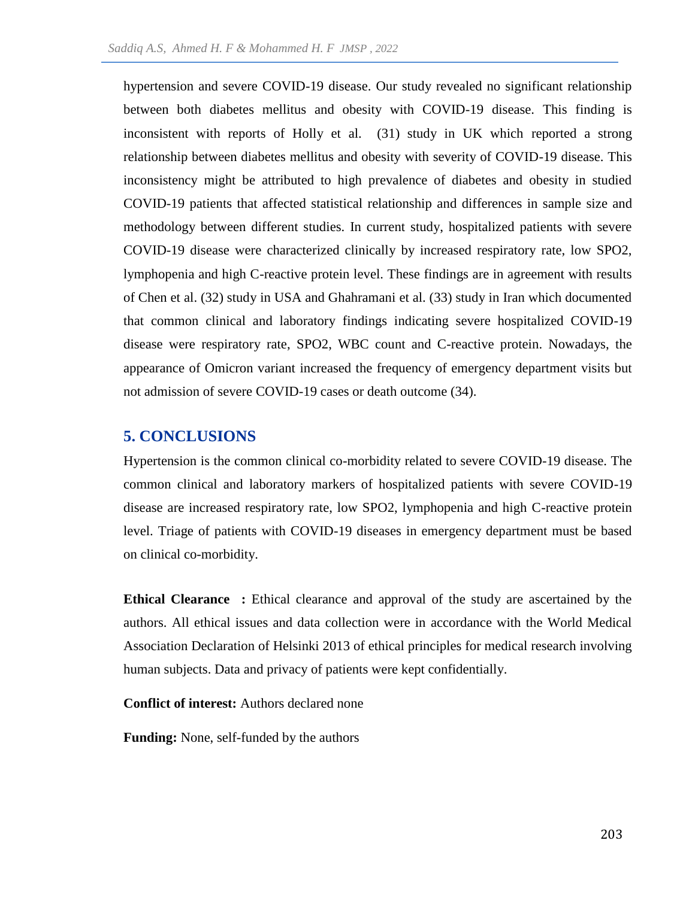hypertension and severe COVID-19 disease. Our study revealed no significant relationship between both diabetes mellitus and obesity with COVID-19 disease. This finding is inconsistent with reports of Holly et al. (31) study in UK which reported a strong relationship between diabetes mellitus and obesity with severity of COVID-19 disease. This inconsistency might be attributed to high prevalence of diabetes and obesity in studied COVID-19 patients that affected statistical relationship and differences in sample size and methodology between different studies. In current study, hospitalized patients with severe COVID-19 disease were characterized clinically by increased respiratory rate, low SPO2, lymphopenia and high C-reactive protein level. These findings are in agreement with results of Chen et al. (32) study in USA and Ghahramani et al. (33) study in Iran which documented that common clinical and laboratory findings indicating severe hospitalized COVID-19 disease were respiratory rate, SPO2, WBC count and C-reactive protein. Nowadays, the appearance of Omicron variant increased the frequency of emergency department visits but not admission of severe COVID-19 cases or death outcome (34).

## 5. CONCLUSIONS

Hypertension is the common clinical co-morbidity related to severe COVID-19 disease. The common clinical and laboratory markers of hospitalized patients with severe COVID-19 disease are increased respiratory rate, low SPO2, lymphopenia and high C-reactive protein level. Triage of patients with COVID-19 diseases in emergency department must be based on clinical co-morbidity.

**Ethical Clearance :** Ethical clearance and approval of the study are ascertained by the authors. All ethical issues and data collection were in accordance with the World Medical Association Declaration of Helsinki 2013 of ethical principles for medical research involving human subjects. Data and privacy of patients were kept confidentially.

**Conflict of interest:** Authors declared none

**Funding:** None, self-funded by the authors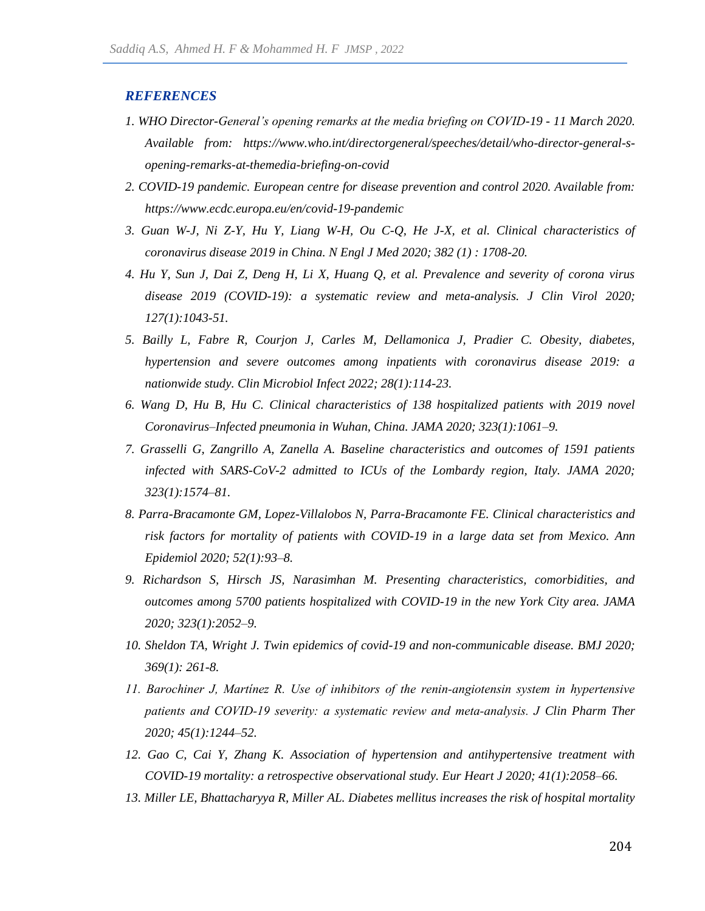## *REFERENCES*

*1. WHO Director-General's opening remarks at the media briefing on COVID-19 - 11 March 2020. Available from: https://www.who.int/directorgeneral/speeches/detail/who-director-general-s-opening-remarks-at-themedia-briefing-on-covid*

*2. COVID-19 pandemic. European centre for disease prevention and control 2020. Available from: https://www.ecdc.europa.eu/en/covid-19-pandemic*

*3. Guan W-J, Ni Z-Y, Hu Y, Liang W-H, Ou C-Q, He J-X, et al. Clinical characteristics of coronavirus disease 2019 in China. N Engl J Med 2020; 382 (1) : 1708-20.*

*4. Hu Y, Sun J, Dai Z, Deng H, Li X, Huang Q, et al. Prevalence and severity of corona virus disease 2019 (COVID-19): a systematic review and meta-analysis. J Clin Virol 2020; 127(1):1043-51.*

*5. Bailly L, Fabre R, Courjon J, Carles M, Dellamonica J, Pradier C. Obesity, diabetes, hypertension and severe outcomes among inpatients with coronavirus disease 2019: a nationwide study. Clin Microbiol Infect 2022; 28(1):114-23.*

*6. Wang D, Hu B, Hu C. Clinical characteristics of 138 hospitalized patients with 2019 novel Coronavirus–Infected pneumonia in Wuhan, China. JAMA 2020; 323(1):1061–9.*

*7. Grasselli G, Zangrillo A, Zanella A. Baseline characteristics and outcomes of 1591 patients infected with SARS-CoV-2 admitted to ICUs of the Lombardy region, Italy. JAMA 2020; 323(1):1574–81.*

*8. Parra-Bracamonte GM, Lopez-Villalobos N, Parra-Bracamonte FE. Clinical characteristics and risk factors for mortality of patients with COVID-19 in a large data set from Mexico. Ann Epidemiol 2020; 52(1):93–8.*

*9. Richardson S, Hirsch JS, Narasimhan M. Presenting characteristics, comorbidities, and outcomes among 5700 patients hospitalized with COVID-19 in the new York City area. JAMA 2020; 323(1):2052–9.*

*10. Sheldon TA, Wright J. Twin epidemics of covid-19 and non-communicable disease. BMJ 2020; 369(1): 261-8.*

*11. Barochiner J, Martínez R. Use of inhibitors of the renin-angiotensin system in hypertensive patients and COVID-19 severity: a systematic review and meta-analysis. J Clin Pharm Ther 2020; 45(1):1244–52.*

*12. Gao C, Cai Y, Zhang K. Association of hypertension and antihypertensive treatment with COVID-19 mortality: a retrospective observational study. Eur Heart J 2020; 41(1):2058–66.*

*13. Miller LE, Bhattacharyya R, Miller AL. Diabetes mellitus increases the risk of hospital mortality*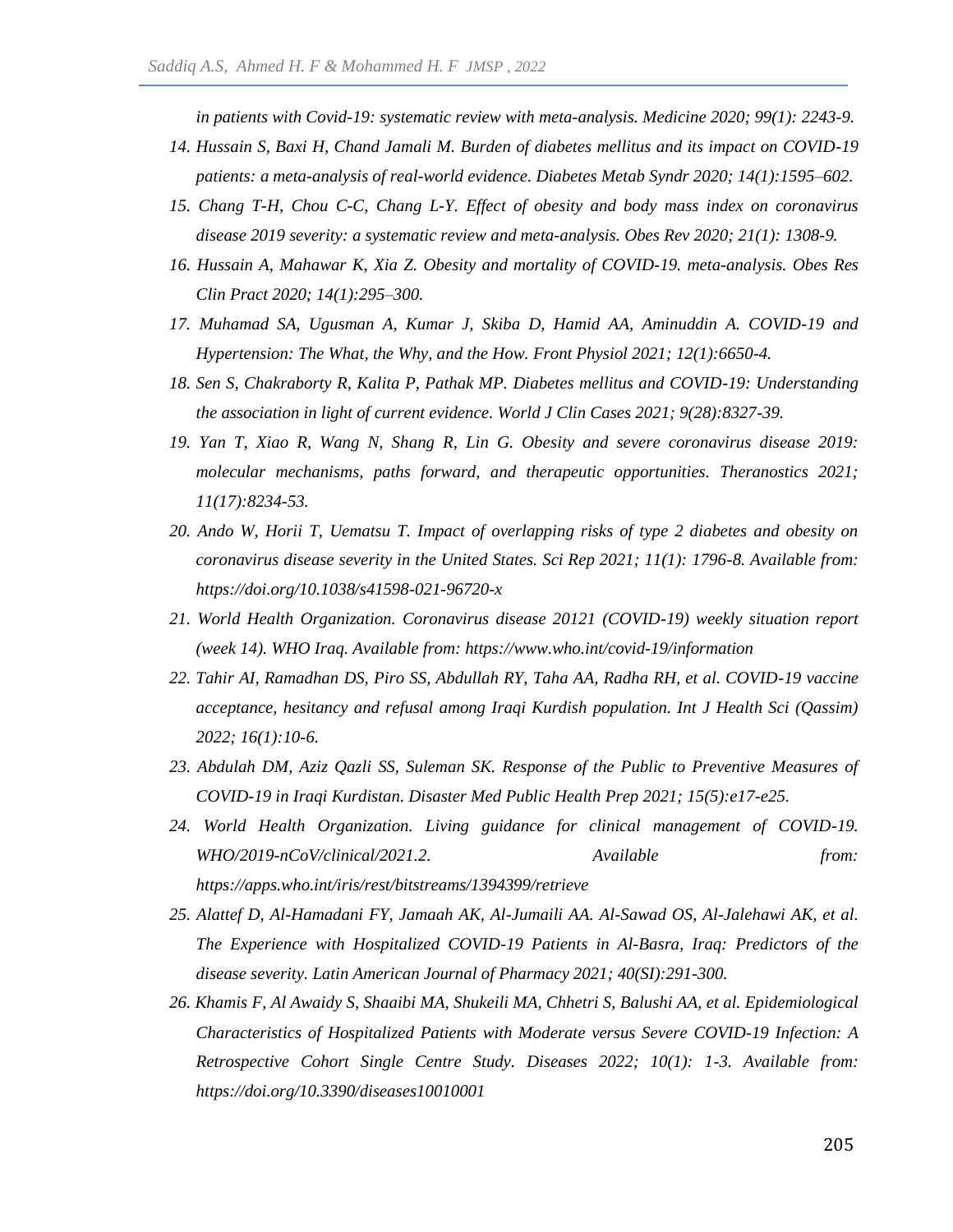*in patients with Covid-19: systematic review with meta-analysis. Medicine 2020; 99(1): 2243-9.*

14. *Hussain S, Baxi H, Chand Jamali M. Burden of diabetes mellitus and its impact on COVID-19 patients: a meta-analysis of real-world evidence. Diabetes Metab Syndr 2020; 14(1):1595–602.*
15. *Chang T-H, Chou C-C, Chang L-Y. Effect of obesity and body mass index on coronavirus disease 2019 severity: a systematic review and meta-analysis. Obes Rev 2020; 21(1): 1308-9.*
16. *Hussain A, Mahawar K, Xia Z. Obesity and mortality of COVID-19. meta-analysis. Obes Res Clin Pract 2020; 14(1):295–300.*
17. *Muhamad SA, Ugusman A, Kumar J, Skiba D, Hamid AA, Aminuddin A. COVID-19 and Hypertension: The What, the Why, and the How. Front Physiol 2021; 12(1):6650-4.*
18. *Sen S, Chakraborty R, Kalita P, Pathak MP. Diabetes mellitus and COVID-19: Understanding the association in light of current evidence. World J Clin Cases 2021; 9(28):8327-39.*
19. *Yan T, Xiao R, Wang N, Shang R, Lin G. Obesity and severe coronavirus disease 2019: molecular mechanisms, paths forward, and therapeutic opportunities. Theranostics 2021; 11(17):8234-53.*
20. *Ando W, Horii T, Uematsu T. Impact of overlapping risks of type 2 diabetes and obesity on coronavirus disease severity in the United States. Sci Rep 2021; 11(1): 1796-8. Available from: https://doi.org/10.1038/s41598-021-96720-x*
21. *World Health Organization. Coronavirus disease 20121 (COVID-19) weekly situation report (week 14). WHO Iraq. Available from: https://www.who.int/covid-19/information*
22. *Tahir AI, Ramadhan DS, Piro SS, Abdullah RY, Taha AA, Radha RH, et al. COVID-19 vaccine acceptance, hesitancy and refusal among Iraqi Kurdish population. Int J Health Sci (Qassim) 2022; 16(1):10-6.*
23. *Abdulah DM, Aziz Qazli SS, Suleman SK. Response of the Public to Preventive Measures of COVID-19 in Iraqi Kurdistan. Disaster Med Public Health Prep 2021; 15(5):e17-e25.*
24. *World Health Organization. Living guidance for clinical management of COVID-19. WHO/2019-nCoV/clinical/2021.2. Available from: https://apps.who.int/iris/rest/bitstreams/1394399/retrieve*
25. *Alattef D, Al-Hamadani FY, Jamaah AK, Al-Jumaili AA. Al-Sawad OS, Al-Jalehawi AK, et al. The Experience with Hospitalized COVID-19 Patients in Al-Basra, Iraq: Predictors of the disease severity. Latin American Journal of Pharmacy 2021; 40(SI):291-300.*
26. *Khamis F, Al Awaidy S, Shaaibi MA, Shukeili MA, Chhetri S, Balushi AA, et al. Epidemiological Characteristics of Hospitalized Patients with Moderate versus Severe COVID-19 Infection: A Retrospective Cohort Single Centre Study. Diseases 2022; 10(1): 1-3. Available from: https://doi.org/10.3390/diseases10010001*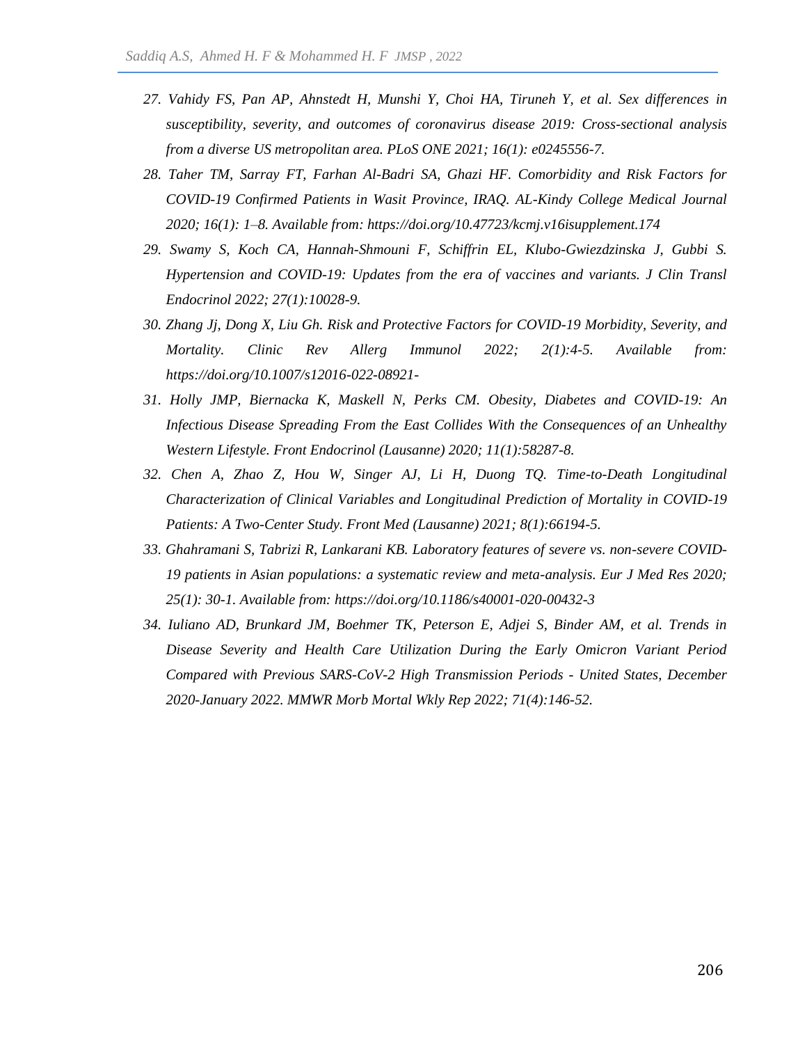27. *Vahidy FS, Pan AP, Ahnstedt H, Munshi Y, Choi HA, Tiruneh Y, et al. Sex differences in susceptibility, severity, and outcomes of coronavirus disease 2019: Cross-sectional analysis from a diverse US metropolitan area. PLoS ONE 2021; 16(1): e0245556-7.*
28. *Taher TM, Sarray FT, Farhan Al-Badri SA, Ghazi HF. Comorbidity and Risk Factors for COVID-19 Confirmed Patients in Wasit Province, IRAQ. AL-Kindy College Medical Journal 2020; 16(1): 1–8. Available from: https://doi.org/10.47723/kcmj.v16isupplement.174*
29. *Swamy S, Koch CA, Hannah-Shmouni F, Schiffrin EL, Klubo-Gwiezdzinska J, Gubbi S. Hypertension and COVID-19: Updates from the era of vaccines and variants. J Clin Transl Endocrinol 2022; 27(1):10028-9.*
30. *Zhang Jj, Dong X, Liu Gh. Risk and Protective Factors for COVID-19 Morbidity, Severity, and Mortality. Clinic Rev Allerg Immunol 2022; 2(1):4-5. Available from: https://doi.org/10.1007/s12016-022-08921-*
31. *Holly JMP, Biernacka K, Maskell N, Perks CM. Obesity, Diabetes and COVID-19: An Infectious Disease Spreading From the East Collides With the Consequences of an Unhealthy Western Lifestyle. Front Endocrinol (Lausanne) 2020; 11(1):58287-8.*
32. *Chen A, Zhao Z, Hou W, Singer AJ, Li H, Duong TQ. Time-to-Death Longitudinal Characterization of Clinical Variables and Longitudinal Prediction of Mortality in COVID-19 Patients: A Two-Center Study. Front Med (Lausanne) 2021; 8(1):66194-5.*
33. *Ghahramani S, Tabrizi R, Lankarani KB. Laboratory features of severe vs. non-severe COVID-19 patients in Asian populations: a systematic review and meta-analysis. Eur J Med Res 2020; 25(1): 30-1. Available from: https://doi.org/10.1186/s40001-020-00432-3*
34. *Iuliano AD, Brunkard JM, Boehmer TK, Peterson E, Adjei S, Binder AM, et al. Trends in Disease Severity and Health Care Utilization During the Early Omicron Variant Period Compared with Previous SARS-CoV-2 High Transmission Periods - United States, December 2020-January 2022. MMWR Morb Mortal Wkly Rep 2022; 71(4):146-52.*